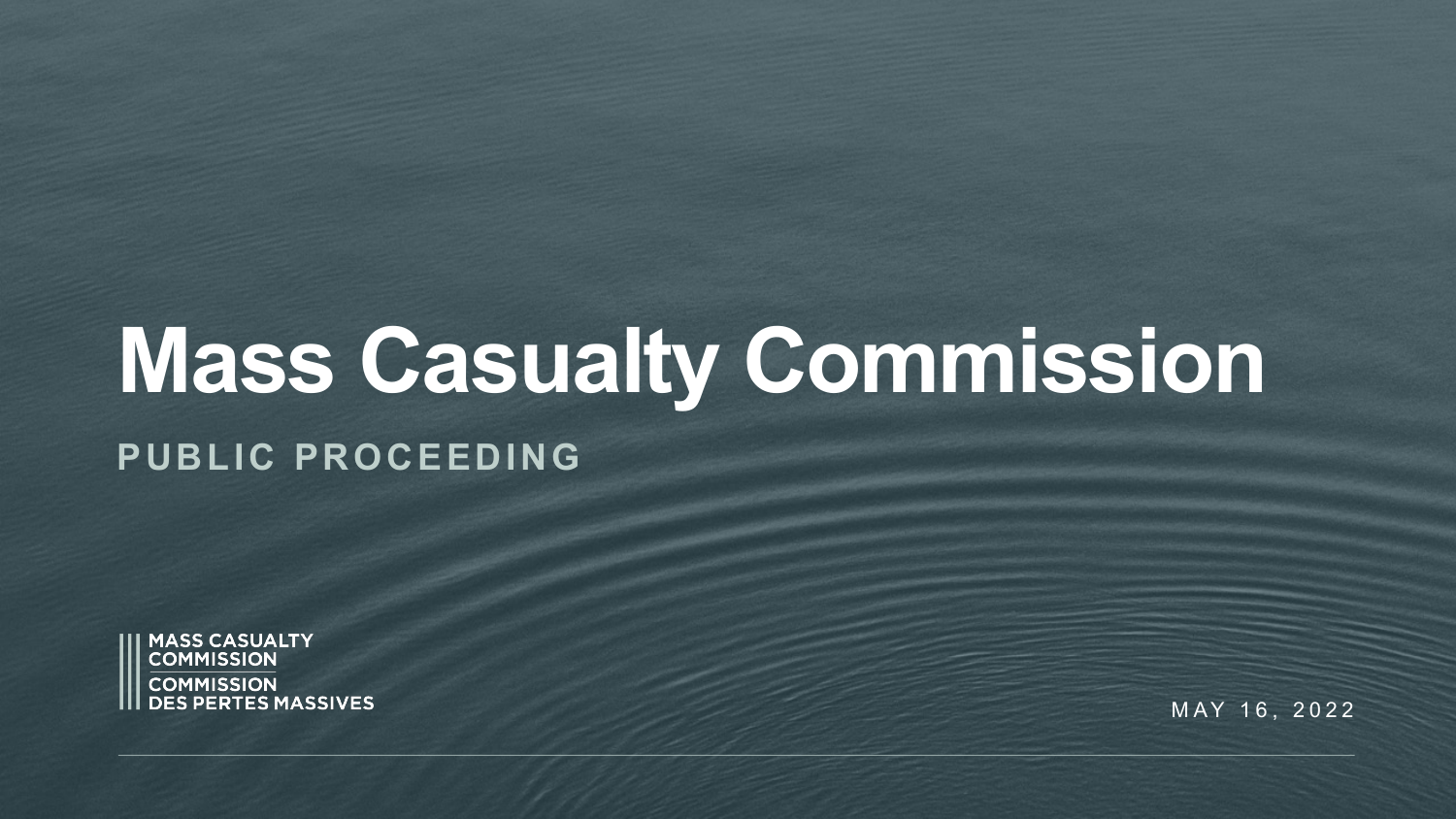# Mass Casualty Commission

## PUBLIC PROCEEDING

MASS CASUALTY COMMISSION
COMMISSION DES PERTES MASSIVES

MAY 16, 2022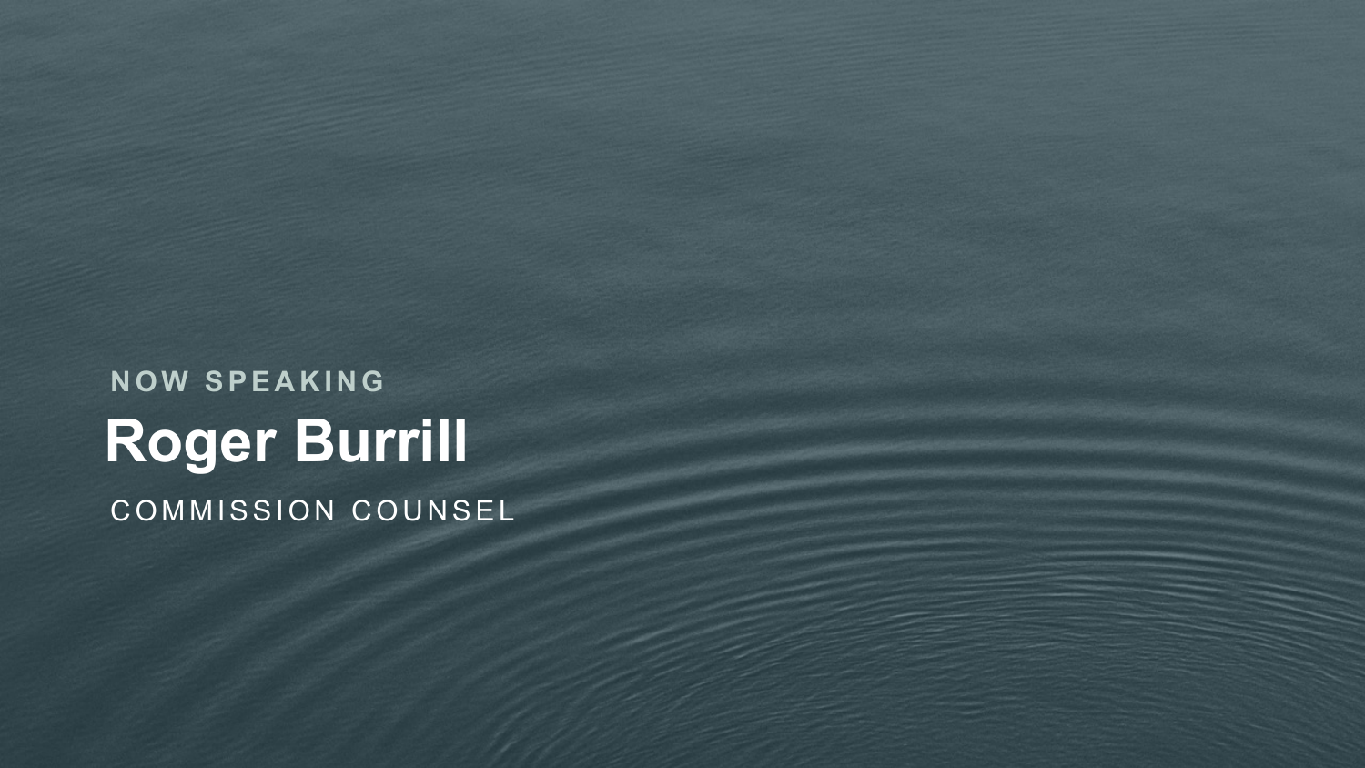NOW SPEAKING

# Roger Burrill

COMMISSION COUNSEL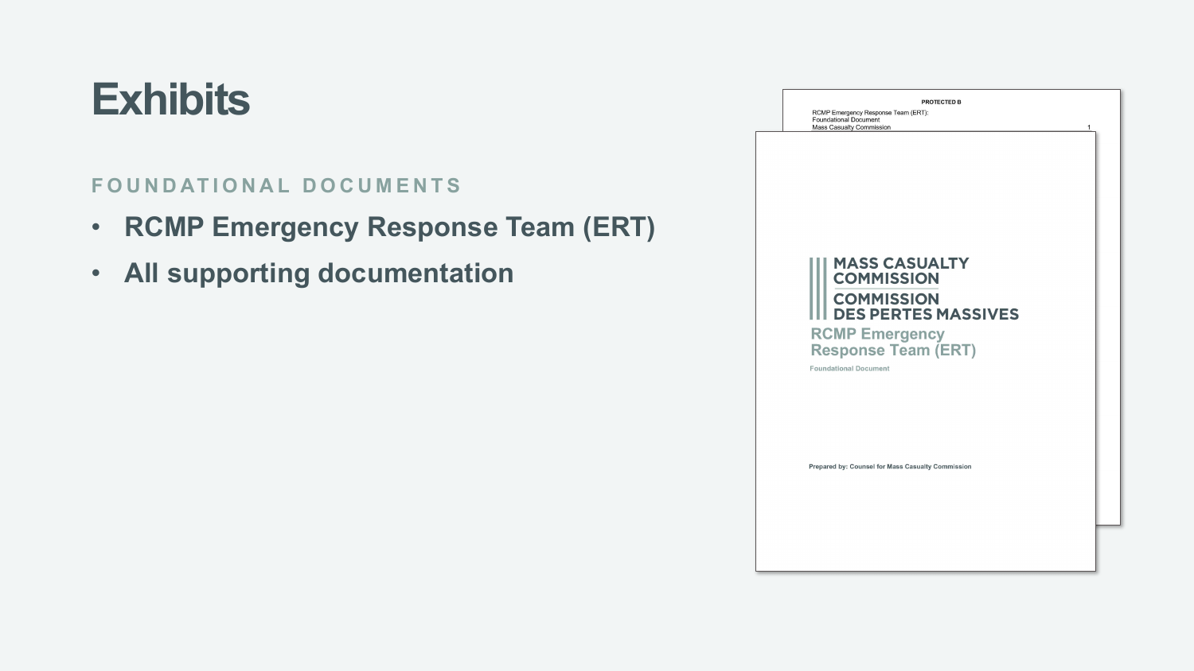# Exhibits

FOUNDATIONAL DOCUMENTS

- **RCMP Emergency Response Team (ERT)**
- **All supporting documentation**

PROTECTED B

RCMP Emergency Response Team (ERT):
Foundational Document
Mass Casualty Commission

MASS CASUALTY COMMISSION
COMMISSION DES PERTES MASSIVES

RCMP Emergency Response Team (ERT)

Foundational Document

Prepared by: Counsel for Mass Casualty Commission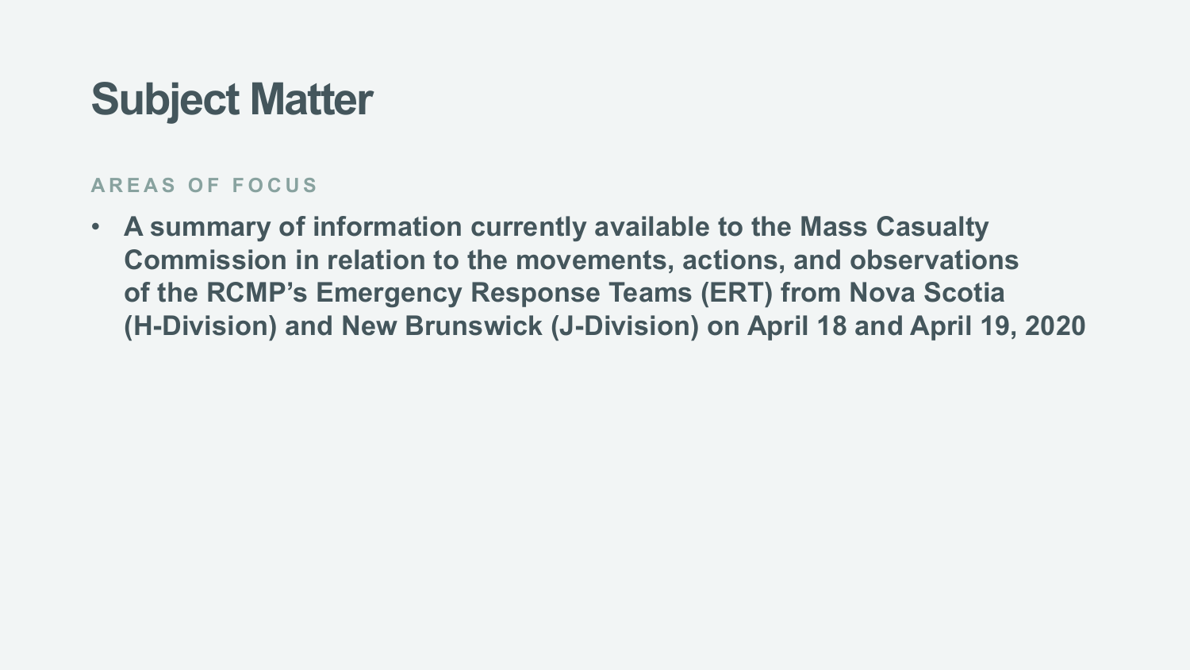# Subject Matter

AREAS OF FOCUS

- **A summary of information currently available to the Mass Casualty Commission in relation to the movements, actions, and observations of the RCMP's Emergency Response Teams (ERT) from Nova Scotia (H-Division) and New Brunswick (J-Division) on April 18 and April 19, 2020**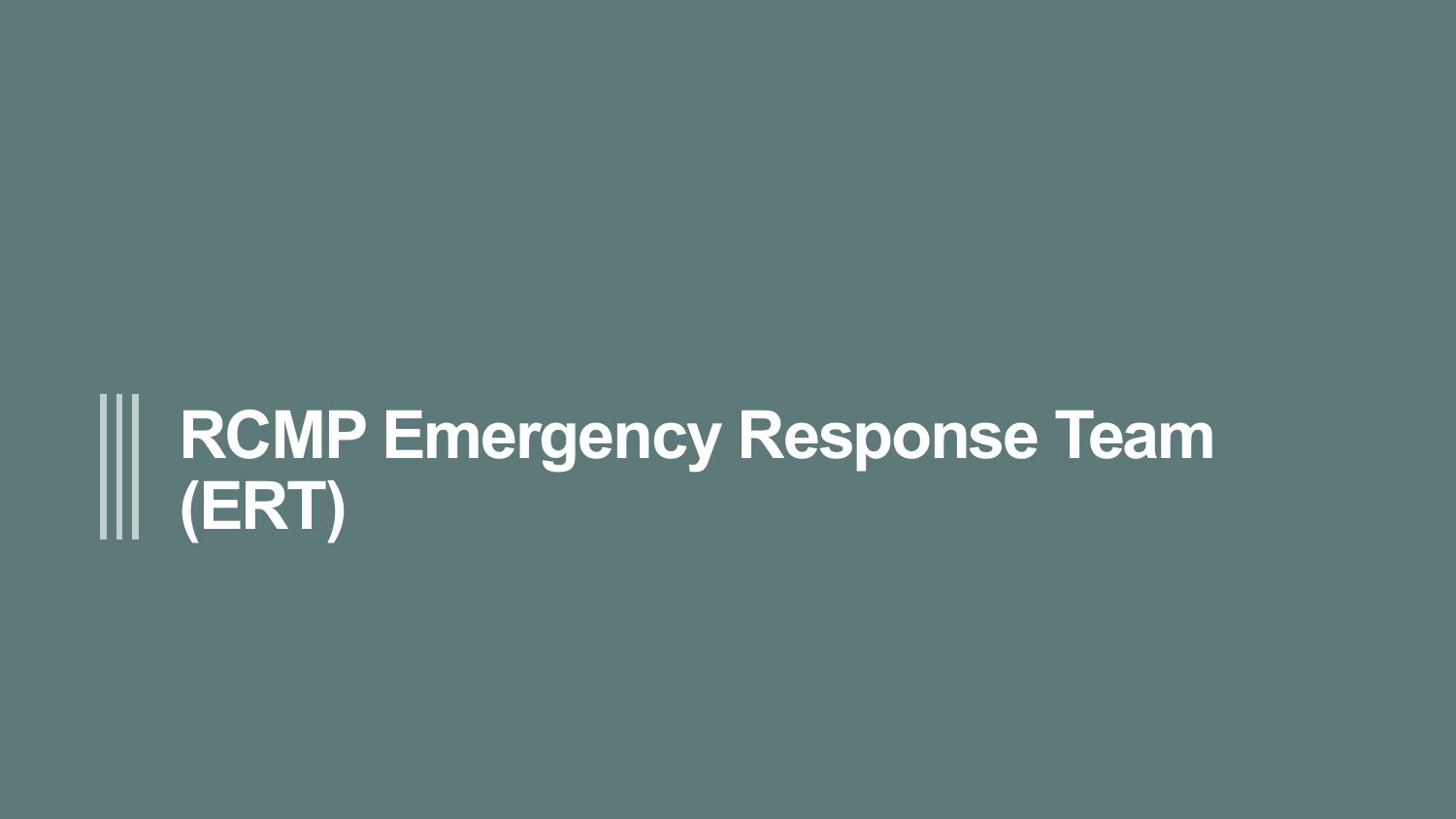# RCMP Emergency Response Team (ERT)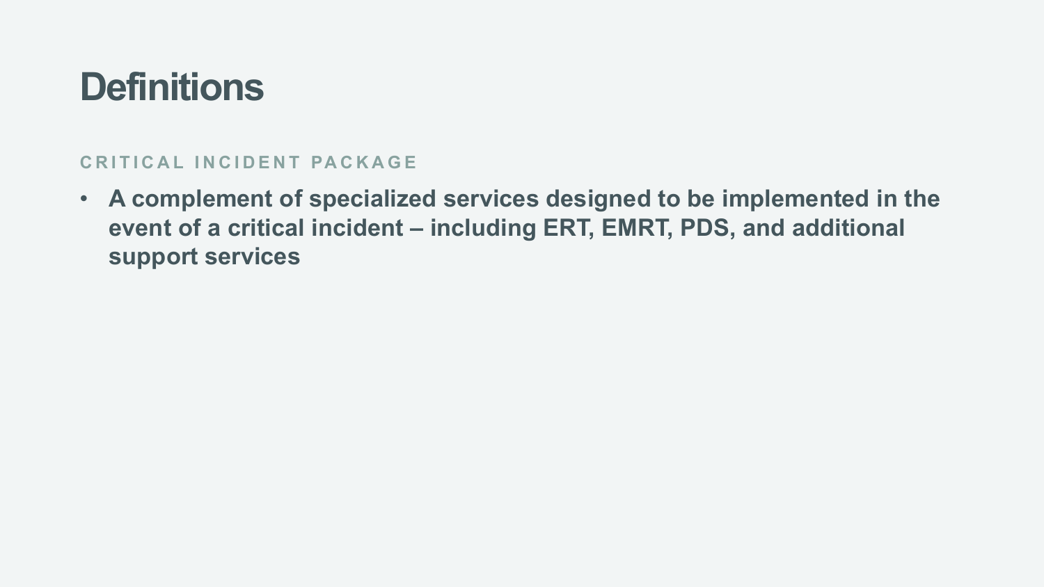# Definitions

### CRITICAL INCIDENT PACKAGE

- **A complement of specialized services designed to be implemented in the event of a critical incident – including ERT, EMRT, PDS, and additional support services**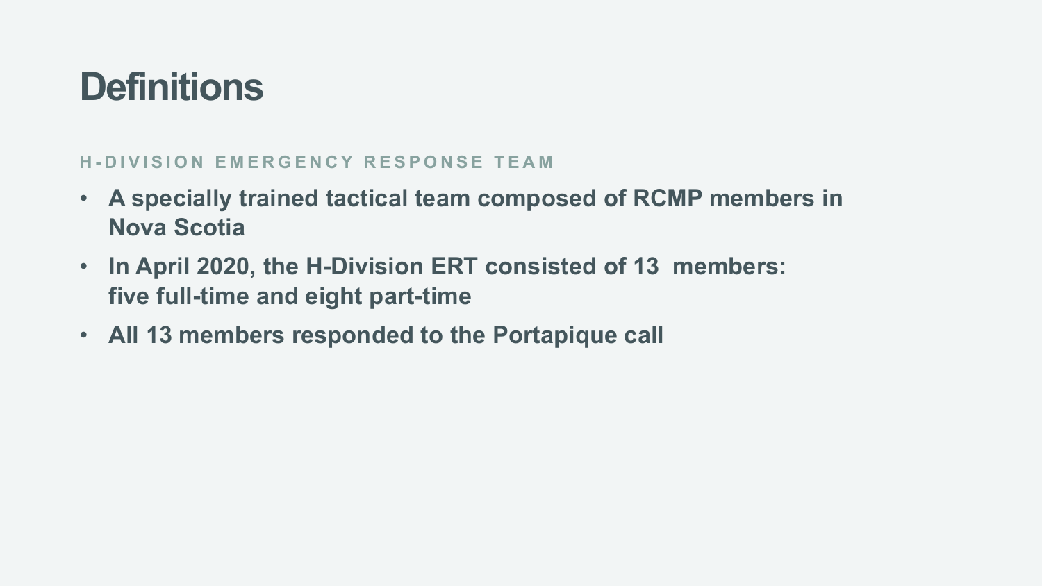# Definitions

## H-DIVISION EMERGENCY RESPONSE TEAM

- **A specially trained tactical team composed of RCMP members in Nova Scotia**
- **In April 2020, the H-Division ERT consisted of 13 members: five full-time and eight part-time**
- **All 13 members responded to the Portapique call**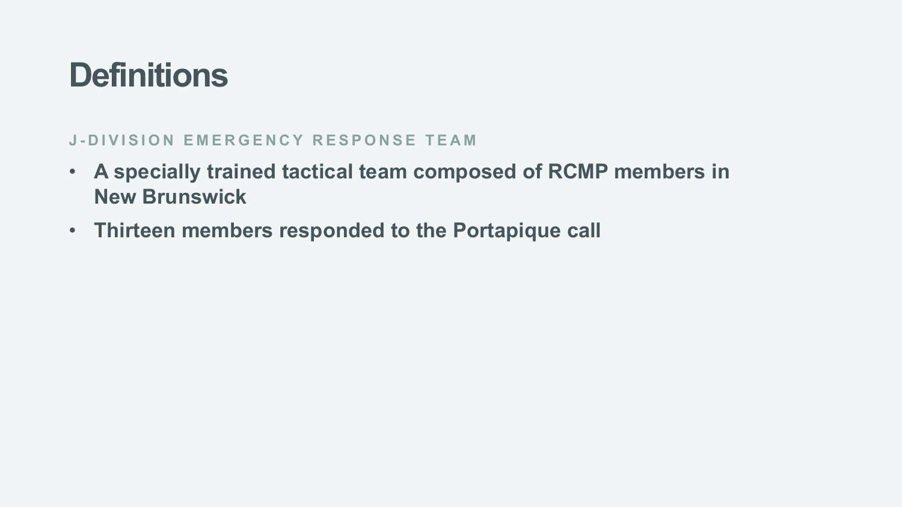# Definitions

## J-DIVISION EMERGENCY RESPONSE TEAM

- **A specially trained tactical team composed of RCMP members in New Brunswick**
- **Thirteen members responded to the Portapique call**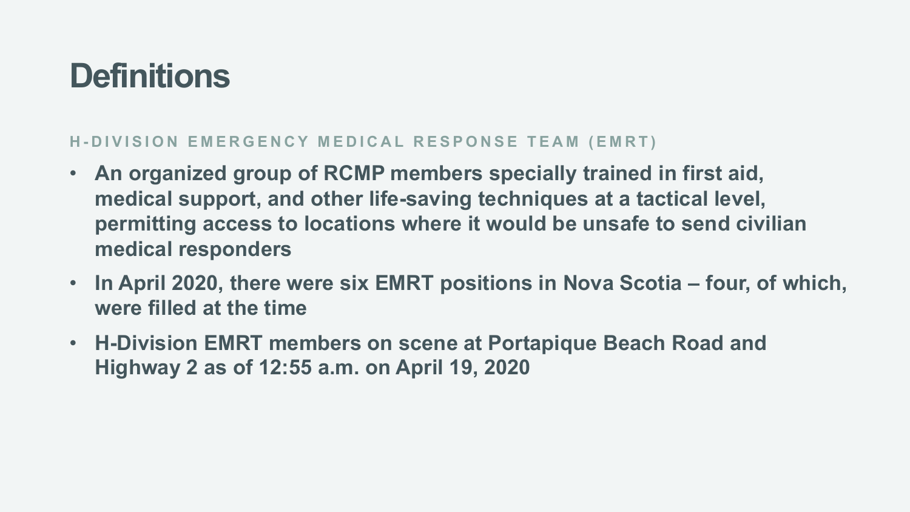# Definitions

## H-DIVISION EMERGENCY MEDICAL RESPONSE TEAM (EMRT)

- **An organized group of RCMP members specially trained in first aid, medical support, and other life-saving techniques at a tactical level, permitting access to locations where it would be unsafe to send civilian medical responders**
- **In April 2020, there were six EMRT positions in Nova Scotia – four, of which, were filled at the time**
- **H-Division EMRT members on scene at Portapique Beach Road and Highway 2 as of 12:55 a.m. on April 19, 2020**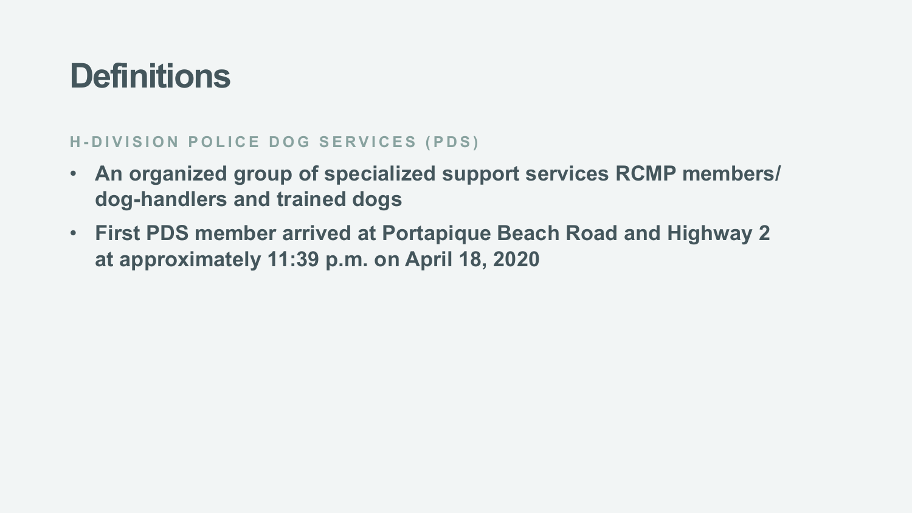# Definitions

### H-DIVISION POLICE DOG SERVICES (PDS)

- **An organized group of specialized support services RCMP members/ dog-handlers and trained dogs**
- **First PDS member arrived at Portapique Beach Road and Highway 2 at approximately 11:39 p.m. on April 18, 2020**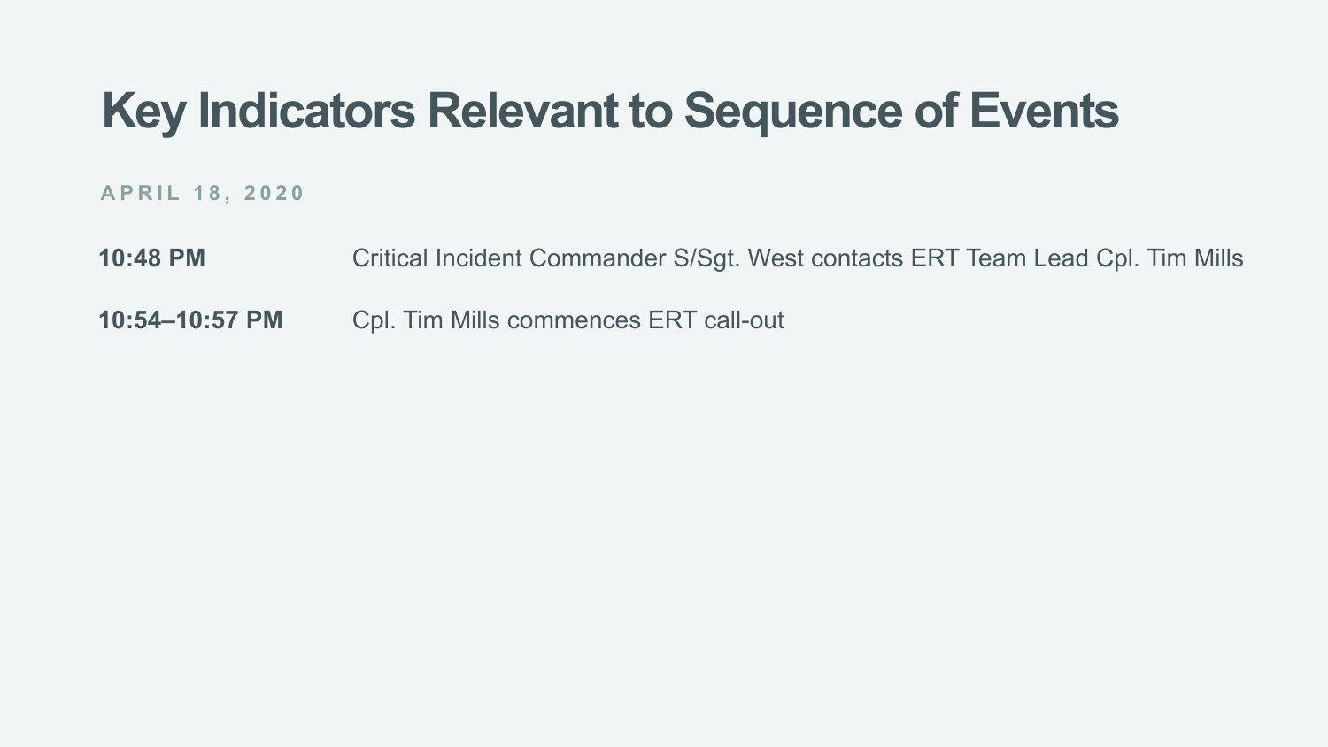# Key Indicators Relevant to Sequence of Events

APRIL 18, 2020

| | |
|---|---|
| **10:48 PM** | Critical Incident Commander S/Sgt. West contacts ERT Team Lead Cpl. Tim Mills |
| **10:54–10:57 PM** | Cpl. Tim Mills commences ERT call-out |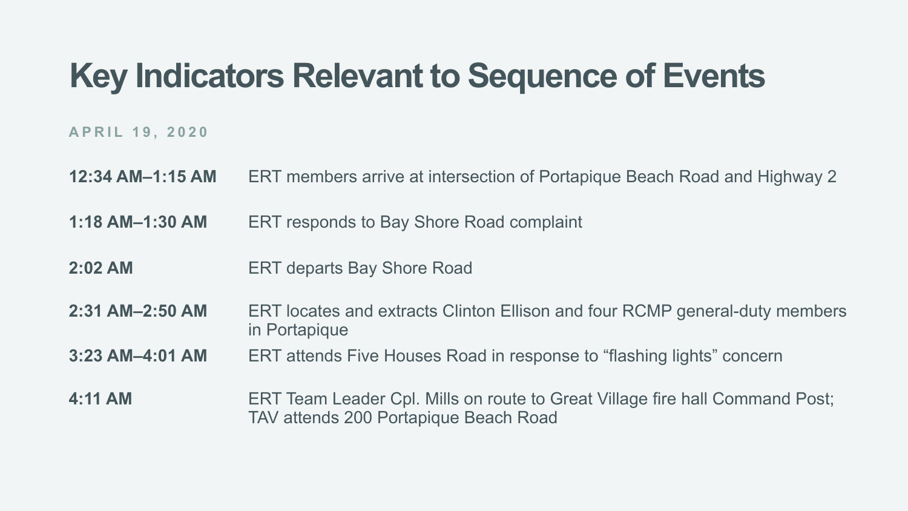# Key Indicators Relevant to Sequence of Events

APRIL 19, 2020

| | |
|---|---|
| **12:34 AM–1:15 AM** | ERT members arrive at intersection of Portapique Beach Road and Highway 2 |
| **1:18 AM–1:30 AM** | ERT responds to Bay Shore Road complaint |
| **2:02 AM** | ERT departs Bay Shore Road |
| **2:31 AM–2:50 AM** | ERT locates and extracts Clinton Ellison and four RCMP general-duty members in Portapique |
| **3:23 AM–4:01 AM** | ERT attends Five Houses Road in response to “flashing lights” concern |
| **4:11 AM** | ERT Team Leader Cpl. Mills on route to Great Village fire hall Command Post; TAV attends 200 Portapique Beach Road |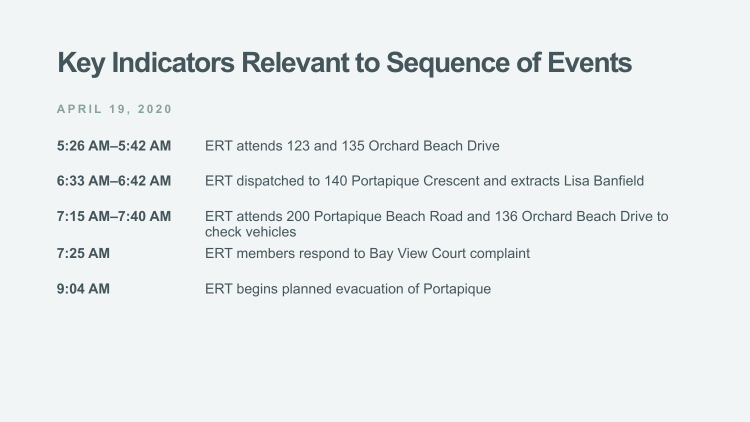# Key Indicators Relevant to Sequence of Events

APRIL 19, 2020

| | |
|---|---|
| **5:26 AM–5:42 AM** | ERT attends 123 and 135 Orchard Beach Drive |
| **6:33 AM–6:42 AM** | ERT dispatched to 140 Portapique Crescent and extracts Lisa Banfield |
| **7:15 AM–7:40 AM** | ERT attends 200 Portapique Beach Road and 136 Orchard Beach Drive to check vehicles |
| **7:25 AM** | ERT members respond to Bay View Court complaint |
| **9:04 AM** | ERT begins planned evacuation of Portapique |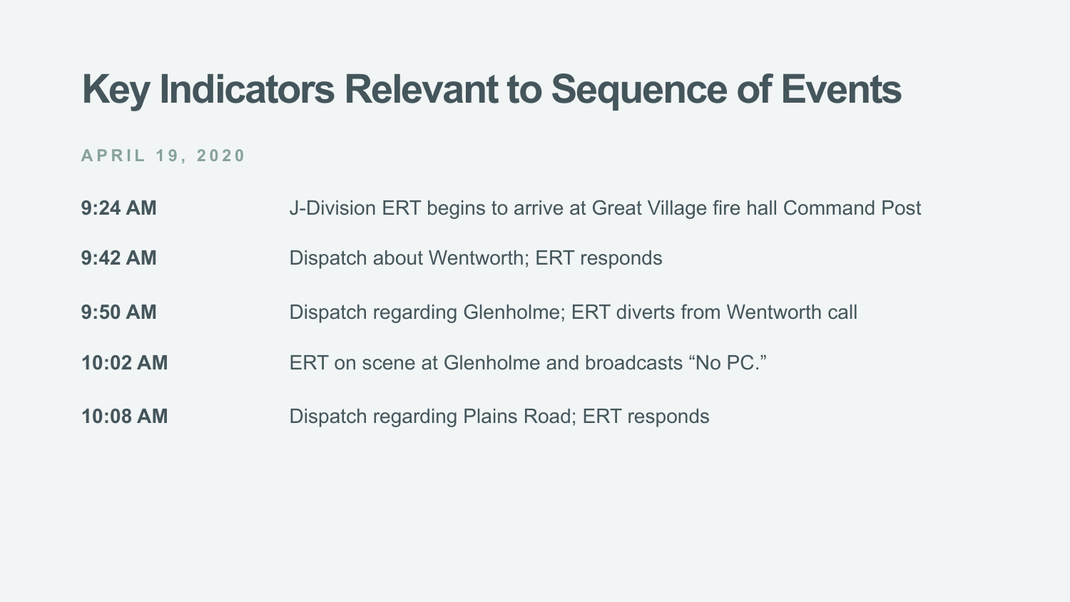# Key Indicators Relevant to Sequence of Events

APRIL 19, 2020

| | |
|---|---|
| **9:24 AM** | J-Division ERT begins to arrive at Great Village fire hall Command Post |
| **9:42 AM** | Dispatch about Wentworth; ERT responds |
| **9:50 AM** | Dispatch regarding Glenholme; ERT diverts from Wentworth call |
| **10:02 AM** | ERT on scene at Glenholme and broadcasts “No PC.” |
| **10:08 AM** | Dispatch regarding Plains Road; ERT responds |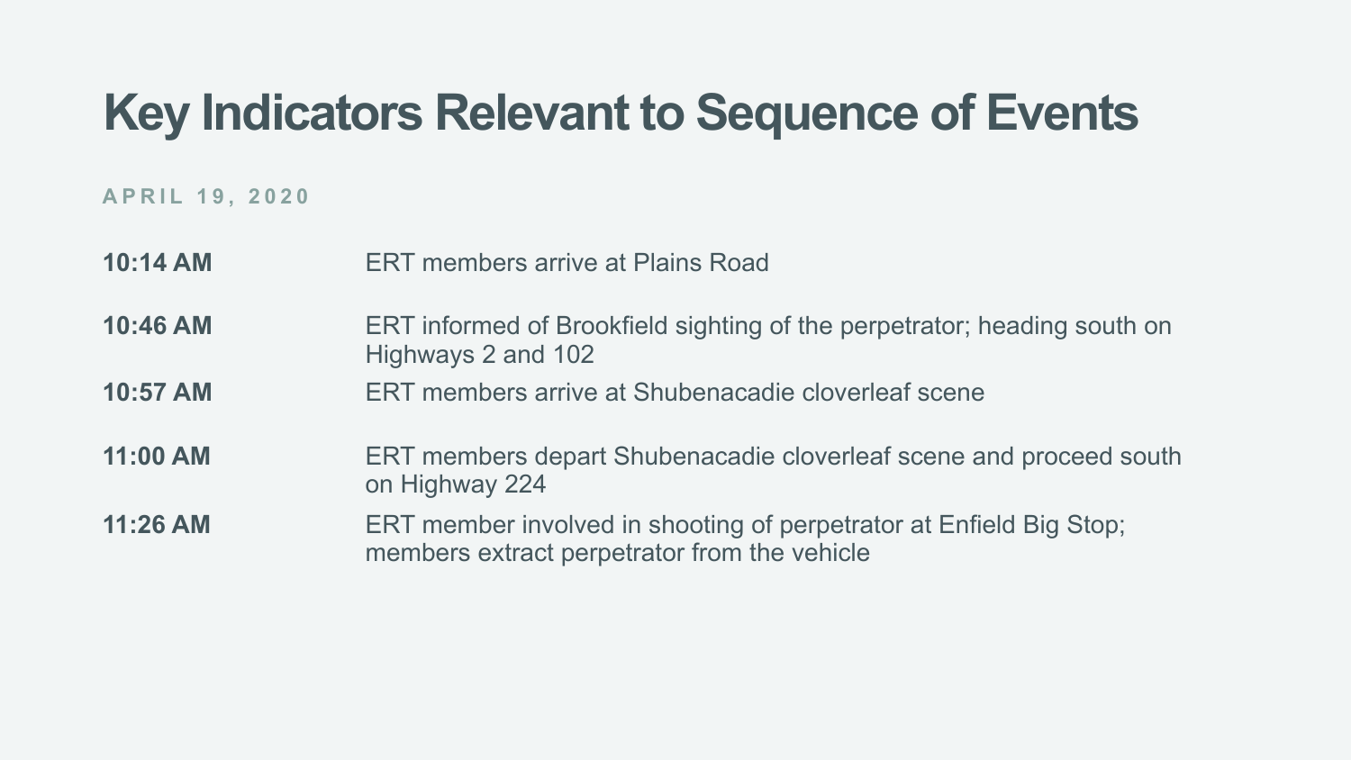# Key Indicators Relevant to Sequence of Events

**APRIL 19, 2020**

| | |
|---|---|
| **10:14 AM** | ERT members arrive at Plains Road |
| **10:46 AM** | ERT informed of Brookfield sighting of the perpetrator; heading south on Highways 2 and 102 |
| **10:57 AM** | ERT members arrive at Shubenacadie cloverleaf scene |
| **11:00 AM** | ERT members depart Shubenacadie cloverleaf scene and proceed south on Highway 224 |
| **11:26 AM** | ERT member involved in shooting of perpetrator at Enfield Big Stop; members extract perpetrator from the vehicle |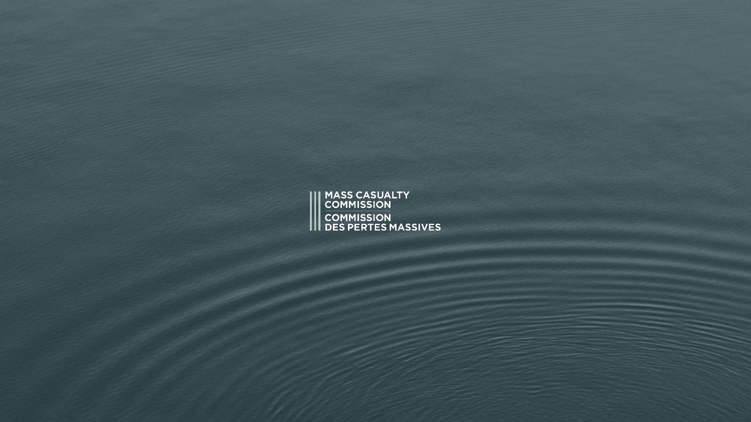MASS CASUALTY COMMISSION

COMMISSION DES PERTES MASSIVES